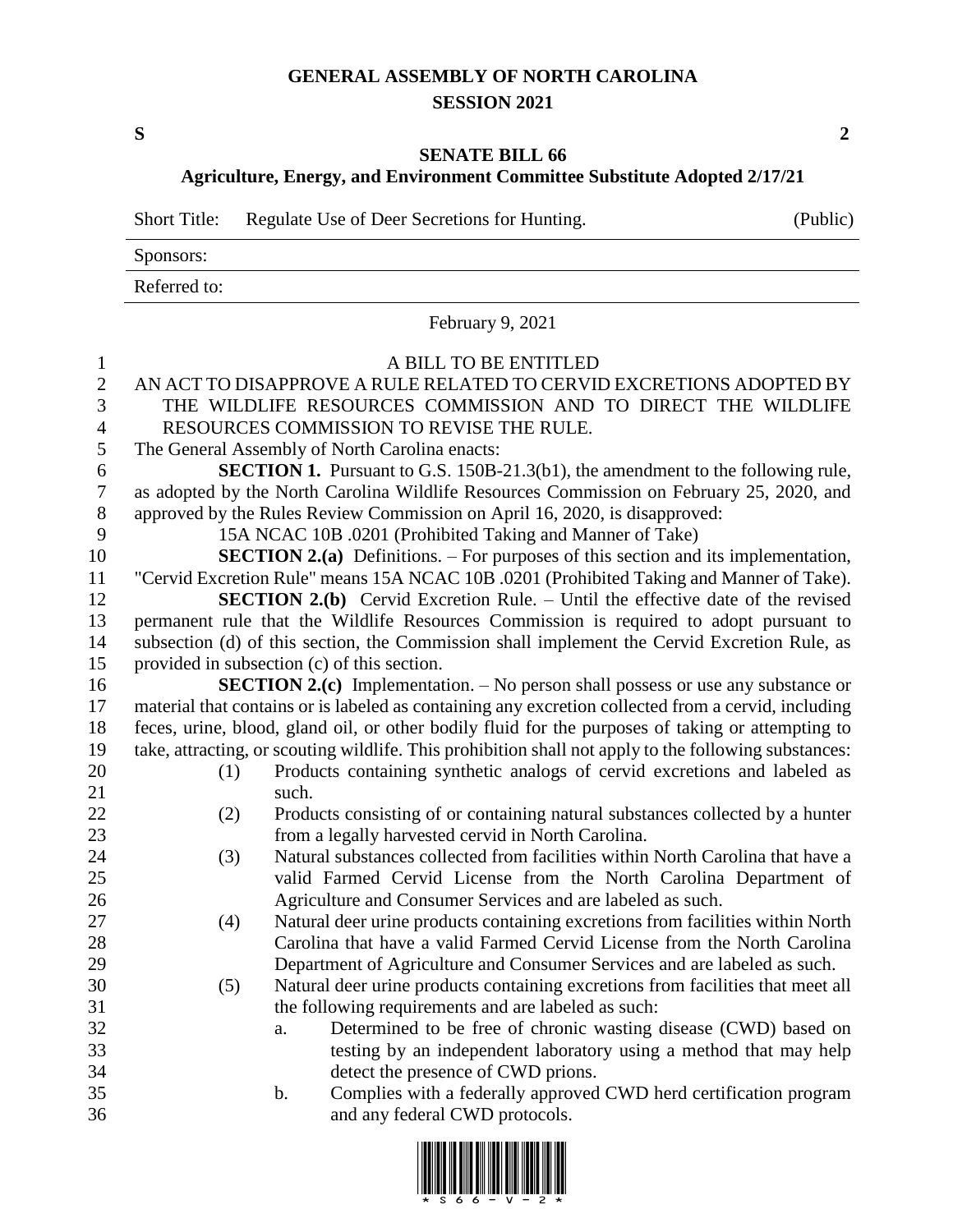# GENERAL ASSEMBLY OF NORTH CAROLINA
## SESSION 2021

**S** **2**

## SENATE BILL 66
### Agriculture, Energy, and Environment Committee Substitute Adopted 2/17/21

| Short Title: | Regulate Use of Deer Secretions for Hunting. | (Public) |
|---|---|---|
| Sponsors: | | |
| Referred to: | | |

February 9, 2021

A BILL TO BE ENTITLED

AN ACT TO DISAPPROVE A RULE RELATED TO CERVID EXCRETIONS ADOPTED BY THE WILDLIFE RESOURCES COMMISSION AND TO DIRECT THE WILDLIFE RESOURCES COMMISSION TO REVISE THE RULE.

The General Assembly of North Carolina enacts:

**SECTION 1.** Pursuant to G.S. 150B-21.3(b1), the amendment to the following rule, as adopted by the North Carolina Wildlife Resources Commission on February 25, 2020, and approved by the Rules Review Commission on April 16, 2020, is disapproved:

15A NCAC 10B .0201 (Prohibited Taking and Manner of Take)

**SECTION 2.(a)** Definitions. – For purposes of this section and its implementation, "Cervid Excretion Rule" means 15A NCAC 10B .0201 (Prohibited Taking and Manner of Take).

**SECTION 2.(b)** Cervid Excretion Rule. – Until the effective date of the revised permanent rule that the Wildlife Resources Commission is required to adopt pursuant to subsection (d) of this section, the Commission shall implement the Cervid Excretion Rule, as provided in subsection (c) of this section.

**SECTION 2.(c)** Implementation. – No person shall possess or use any substance or material that contains or is labeled as containing any excretion collected from a cervid, including feces, urine, blood, gland oil, or other bodily fluid for the purposes of taking or attempting to take, attracting, or scouting wildlife. This prohibition shall not apply to the following substances:

(1) Products containing synthetic analogs of cervid excretions and labeled as such.

(2) Products consisting of or containing natural substances collected by a hunter from a legally harvested cervid in North Carolina.

(3) Natural substances collected from facilities within North Carolina that have a valid Farmed Cervid License from the North Carolina Department of Agriculture and Consumer Services and are labeled as such.

(4) Natural deer urine products containing excretions from facilities within North Carolina that have a valid Farmed Cervid License from the North Carolina Department of Agriculture and Consumer Services and are labeled as such.

(5) Natural deer urine products containing excretions from facilities that meet all the following requirements and are labeled as such:

a. Determined to be free of chronic wasting disease (CWD) based on testing by an independent laboratory using a method that may help detect the presence of CWD prions.

b. Complies with a federally approved CWD herd certification program and any federal CWD protocols.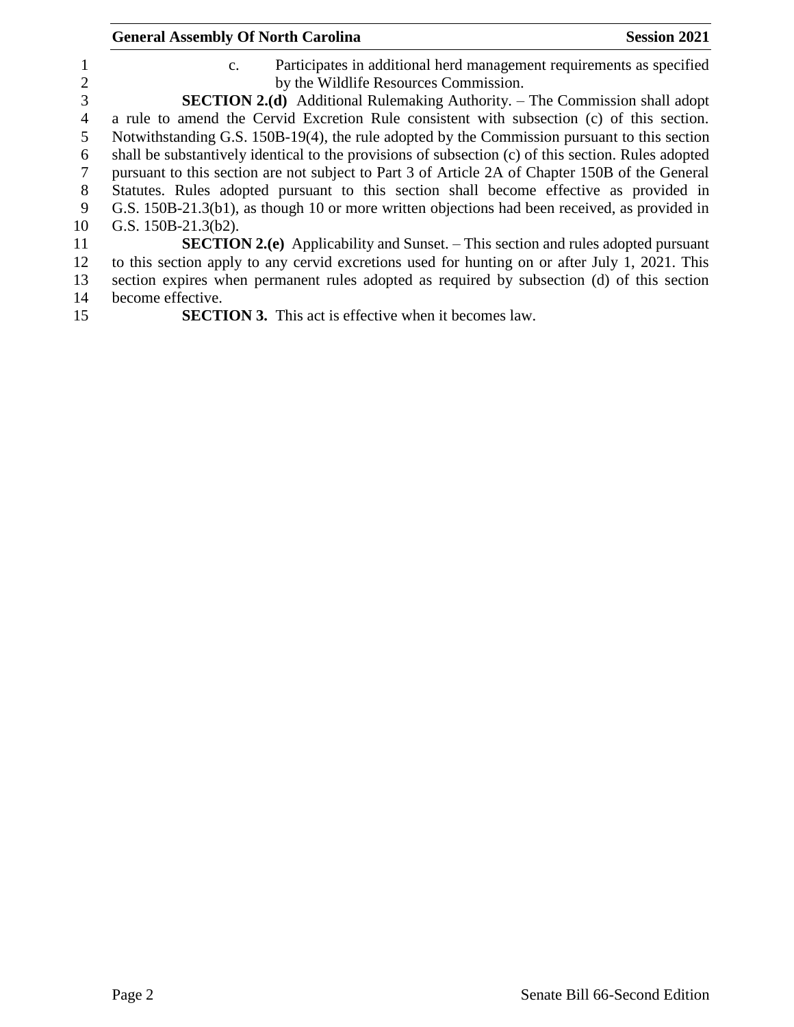c. Participates in additional herd management requirements as specified by the Wildlife Resources Commission.

**SECTION 2.(d)** Additional Rulemaking Authority. – The Commission shall adopt a rule to amend the Cervid Excretion Rule consistent with subsection (c) of this section. Notwithstanding G.S. 150B-19(4), the rule adopted by the Commission pursuant to this section shall be substantively identical to the provisions of subsection (c) of this section. Rules adopted pursuant to this section are not subject to Part 3 of Article 2A of Chapter 150B of the General Statutes. Rules adopted pursuant to this section shall become effective as provided in G.S. 150B-21.3(b1), as though 10 or more written objections had been received, as provided in G.S. 150B-21.3(b2).

**SECTION 2.(e)** Applicability and Sunset. – This section and rules adopted pursuant to this section apply to any cervid excretions used for hunting on or after July 1, 2021. This section expires when permanent rules adopted as required by subsection (d) of this section become effective.

**SECTION 3.** This act is effective when it becomes law.